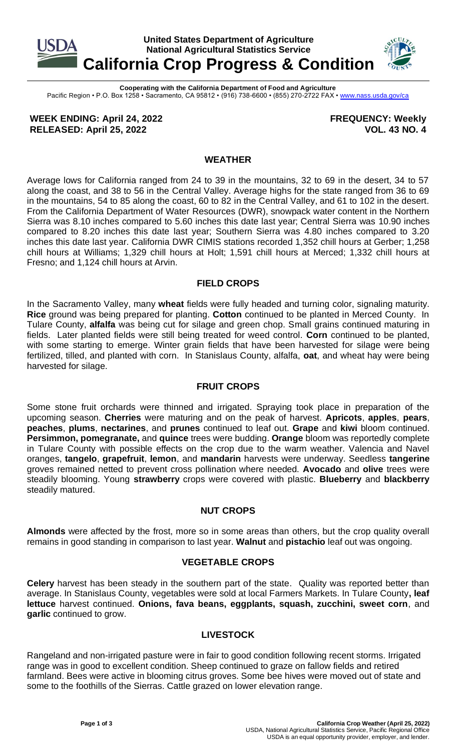**United States Department of Agriculture**
**National Agricultural Statistics Service**

# California Crop Progress & Condition

**Cooperating with the California Department of Food and Agriculture**
Pacific Region • P.O. Box 1258 • Sacramento, CA 95812 • (916) 738-6600 • (855) 270-2722 FAX • www.nass.usda.gov/ca

**WEEK ENDING: April 24, 2022** **FREQUENCY: Weekly**
**RELEASED: April 25, 2022** **VOL. 43 NO. 4**

## WEATHER

Average lows for California ranged from 24 to 39 in the mountains, 32 to 69 in the desert, 34 to 57 along the coast, and 38 to 56 in the Central Valley. Average highs for the state ranged from 36 to 69 in the mountains, 54 to 85 along the coast, 60 to 82 in the Central Valley, and 61 to 102 in the desert. From the California Department of Water Resources (DWR), snowpack water content in the Northern Sierra was 8.10 inches compared to 5.60 inches this date last year; Central Sierra was 10.90 inches compared to 8.20 inches this date last year; Southern Sierra was 4.80 inches compared to 3.20 inches this date last year. California DWR CIMIS stations recorded 1,352 chill hours at Gerber; 1,258 chill hours at Williams; 1,329 chill hours at Holt; 1,591 chill hours at Merced; 1,332 chill hours at Fresno; and 1,124 chill hours at Arvin.

## FIELD CROPS

In the Sacramento Valley, many **wheat** fields were fully headed and turning color, signaling maturity. **Rice** ground was being prepared for planting. **Cotton** continued to be planted in Merced County. In Tulare County, **alfalfa** was being cut for silage and green chop. Small grains continued maturing in fields. Later planted fields were still being treated for weed control. **Corn** continued to be planted, with some starting to emerge. Winter grain fields that have been harvested for silage were being fertilized, tilled, and planted with corn. In Stanislaus County, alfalfa, **oat**, and wheat hay were being harvested for silage.

## FRUIT CROPS

Some stone fruit orchards were thinned and irrigated. Spraying took place in preparation of the upcoming season. **Cherries** were maturing and on the peak of harvest. **Apricots**, **apples**, **pears**, **peaches**, **plums**, **nectarines**, and **prunes** continued to leaf out. **Grape** and **kiwi** bloom continued. **Persimmon, pomegranate,** and **quince** trees were budding. **Orange** bloom was reportedly complete in Tulare County with possible effects on the crop due to the warm weather. Valencia and Navel oranges, **tangelo**, **grapefruit**, **lemon**, and **mandarin** harvests were underway. Seedless **tangerine** groves remained netted to prevent cross pollination where needed. **Avocado** and **olive** trees were steadily blooming. Young **strawberry** crops were covered with plastic. **Blueberry** and **blackberry** steadily matured.

## NUT CROPS

**Almonds** were affected by the frost, more so in some areas than others, but the crop quality overall remains in good standing in comparison to last year. **Walnut** and **pistachio** leaf out was ongoing.

## VEGETABLE CROPS

**Celery** harvest has been steady in the southern part of the state. Quality was reported better than average. In Stanislaus County, vegetables were sold at local Farmers Markets. In Tulare County**, leaf lettuce** harvest continued. **Onions, fava beans, eggplants, squash, zucchini, sweet corn**, and **garlic** continued to grow.

## LIVESTOCK

Rangeland and non-irrigated pasture were in fair to good condition following recent storms. Irrigated range was in good to excellent condition. Sheep continued to graze on fallow fields and retired farmland. Bees were active in blooming citrus groves. Some bee hives were moved out of state and some to the foothills of the Sierras. Cattle grazed on lower elevation range.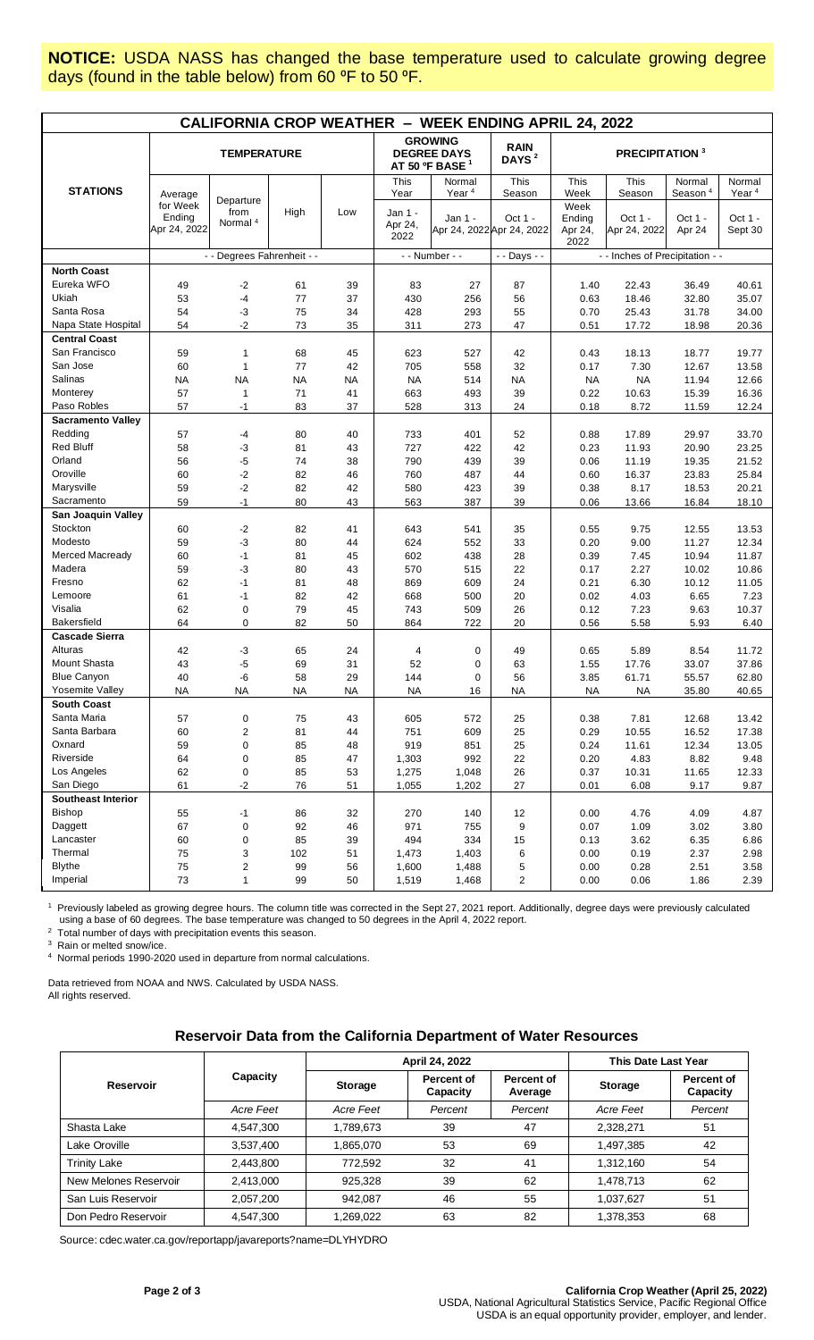**NOTICE:** USDA NASS has changed the base temperature used to calculate growing degree days (found in the table below) from 60 ºF to 50 ºF.

## CALIFORNIA CROP WEATHER – WEEK ENDING APRIL 24, 2022

| STATIONS | TEMPERATURE | | | | GROWING DEGREE DAYS AT 50 ºF BASE [1] | | RAIN DAYS [2] | PRECIPITATION [3] | | | |
|---|---|---|---|---|---|---|---|---|---|---|---|
| | Average for Week Ending Apr 24, 2022 | Departure from Normal [4] | High | Low | This Year Jan 1 - Apr 24, 2022 | Normal Year [4] Jan 1 - Apr 24, 2022 | This Season Oct 1 - Apr 24, 2022 | This Week Week Ending Apr 24, 2022 | This Season Oct 1 - Apr 24, 2022 | Normal Season [4] Oct 1 - Apr 24 | Normal Year [4] Oct 1 - Sept 30 |
| | - - Degrees Fahrenheit - - | | | | - - Number - - | | - - Days - - | - - Inches of Precipitation - - | | | |
| **North Coast** | | | | | | | | | | | |
| Eureka WFO | 49 | -2 | 61 | 39 | 83 | 27 | 87 | 1.40 | 22.43 | 36.49 | 40.61 |
| Ukiah | 53 | -4 | 77 | 37 | 430 | 256 | 56 | 0.63 | 18.46 | 32.80 | 35.07 |
| Santa Rosa | 54 | -3 | 75 | 34 | 428 | 293 | 55 | 0.70 | 25.43 | 31.78 | 34.00 |
| Napa State Hospital | 54 | -2 | 73 | 35 | 311 | 273 | 47 | 0.51 | 17.72 | 18.98 | 20.36 |
| **Central Coast** | | | | | | | | | | | |
| San Francisco | 59 | 1 | 68 | 45 | 623 | 527 | 42 | 0.43 | 18.13 | 18.77 | 19.77 |
| San Jose | 60 | 1 | 77 | 42 | 705 | 558 | 32 | 0.17 | 7.30 | 12.67 | 13.58 |
| Salinas | NA | NA | NA | NA | NA | 514 | NA | NA | NA | 11.94 | 12.66 |
| Monterey | 57 | 1 | 71 | 41 | 663 | 493 | 39 | 0.22 | 10.63 | 15.39 | 16.36 |
| Paso Robles | 57 | -1 | 83 | 37 | 528 | 313 | 24 | 0.18 | 8.72 | 11.59 | 12.24 |
| **Sacramento Valley** | | | | | | | | | | | |
| Redding | 57 | -4 | 80 | 40 | 733 | 401 | 52 | 0.88 | 17.89 | 29.97 | 33.70 |
| Red Bluff | 58 | -3 | 81 | 43 | 727 | 422 | 42 | 0.23 | 11.93 | 20.90 | 23.25 |
| Orland | 56 | -5 | 74 | 38 | 790 | 439 | 39 | 0.06 | 11.19 | 19.35 | 21.52 |
| Oroville | 60 | -2 | 82 | 46 | 760 | 487 | 44 | 0.60 | 16.37 | 23.83 | 25.84 |
| Marysville | 59 | -2 | 82 | 42 | 580 | 423 | 39 | 0.38 | 8.17 | 18.53 | 20.21 |
| Sacramento | 59 | -1 | 80 | 43 | 563 | 387 | 39 | 0.06 | 13.66 | 16.84 | 18.10 |
| **San Joaquin Valley** | | | | | | | | | | | |
| Stockton | 60 | -2 | 82 | 41 | 643 | 541 | 35 | 0.55 | 9.75 | 12.55 | 13.53 |
| Modesto | 59 | -3 | 80 | 44 | 624 | 552 | 33 | 0.20 | 9.00 | 11.27 | 12.34 |
| Merced Macready | 60 | -1 | 81 | 45 | 602 | 438 | 28 | 0.39 | 7.45 | 10.94 | 11.87 |
| Madera | 59 | -3 | 80 | 43 | 570 | 515 | 22 | 0.17 | 2.27 | 10.02 | 10.86 |
| Fresno | 62 | -1 | 81 | 48 | 869 | 609 | 24 | 0.21 | 6.30 | 10.12 | 11.05 |
| Lemoore | 61 | -1 | 82 | 42 | 668 | 500 | 20 | 0.02 | 4.03 | 6.65 | 7.23 |
| Visalia | 62 | 0 | 79 | 45 | 743 | 509 | 26 | 0.12 | 7.23 | 9.63 | 10.37 |
| Bakersfield | 64 | 0 | 82 | 50 | 864 | 722 | 20 | 0.56 | 5.58 | 5.93 | 6.40 |
| **Cascade Sierra** | | | | | | | | | | | |
| Alturas | 42 | -3 | 65 | 24 | 4 | 0 | 49 | 0.65 | 5.89 | 8.54 | 11.72 |
| Mount Shasta | 43 | -5 | 69 | 31 | 52 | 0 | 63 | 1.55 | 17.76 | 33.07 | 37.86 |
| Blue Canyon | 40 | -6 | 58 | 29 | 144 | 0 | 56 | 3.85 | 61.71 | 55.57 | 62.80 |
| Yosemite Valley | NA | NA | NA | NA | NA | 16 | NA | NA | NA | 35.80 | 40.65 |
| **South Coast** | | | | | | | | | | | |
| Santa Maria | 57 | 0 | 75 | 43 | 605 | 572 | 25 | 0.38 | 7.81 | 12.68 | 13.42 |
| Santa Barbara | 60 | 2 | 81 | 44 | 751 | 609 | 25 | 0.29 | 10.55 | 16.52 | 17.38 |
| Oxnard | 59 | 0 | 85 | 48 | 919 | 851 | 25 | 0.24 | 11.61 | 12.34 | 13.05 |
| Riverside | 64 | 0 | 85 | 47 | 1,303 | 992 | 22 | 0.20 | 4.83 | 8.82 | 9.48 |
| Los Angeles | 62 | 0 | 85 | 53 | 1,275 | 1,048 | 26 | 0.37 | 10.31 | 11.65 | 12.33 |
| San Diego | 61 | -2 | 76 | 51 | 1,055 | 1,202 | 27 | 0.01 | 6.08 | 9.17 | 9.87 |
| **Southeast Interior** | | | | | | | | | | | |
| Bishop | 55 | -1 | 86 | 32 | 270 | 140 | 12 | 0.00 | 4.76 | 4.09 | 4.87 |
| Daggett | 67 | 0 | 92 | 46 | 971 | 755 | 9 | 0.07 | 1.09 | 3.02 | 3.80 |
| Lancaster | 60 | 0 | 85 | 39 | 494 | 334 | 15 | 0.13 | 3.62 | 6.35 | 6.86 |
| Thermal | 75 | 3 | 102 | 51 | 1,473 | 1,403 | 6 | 0.00 | 0.19 | 2.37 | 2.98 |
| Blythe | 75 | 2 | 99 | 56 | 1,600 | 1,488 | 5 | 0.00 | 0.28 | 2.51 | 3.58 |
| Imperial | 73 | 1 | 99 | 50 | 1,519 | 1,468 | 2 | 0.00 | 0.06 | 1.86 | 2.39 |

[1] Previously labeled as growing degree hours. The column title was corrected in the Sept 27, 2021 report. Additionally, degree days were previously calculated using a base of 60 degrees. The base temperature was changed to 50 degrees in the April 4, 2022 report.

[2] Total number of days with precipitation events this season.

[3] Rain or melted snow/ice.

[4] Normal periods 1990-2020 used in departure from normal calculations.

Data retrieved from NOAA and NWS. Calculated by USDA NASS.
All rights reserved.

### Reservoir Data from the California Department of Water Resources

| Reservoir | Capacity | April 24, 2022 | | | This Date Last Year | |
|---|---|---|---|---|---|---|
| | | Storage | Percent of Capacity | Percent of Average | Storage | Percent of Capacity |
| | *Acre Feet* | *Acre Feet* | *Percent* | *Percent* | *Acre Feet* | *Percent* |
| Shasta Lake | 4,547,300 | 1,789,673 | 39 | 47 | 2,328,271 | 51 |
| Lake Oroville | 3,537,400 | 1,865,070 | 53 | 69 | 1,497,385 | 42 |
| Trinity Lake | 2,443,800 | 772,592 | 32 | 41 | 1,312,160 | 54 |
| New Melones Reservoir | 2,413,000 | 925,328 | 39 | 62 | 1,478,713 | 62 |
| San Luis Reservoir | 2,057,200 | 942,087 | 46 | 55 | 1,037,627 | 51 |
| Don Pedro Reservoir | 4,547,300 | 1,269,022 | 63 | 82 | 1,378,353 | 68 |

Source: cdec.water.ca.gov/reportapp/javareports?name=DLYHYDRO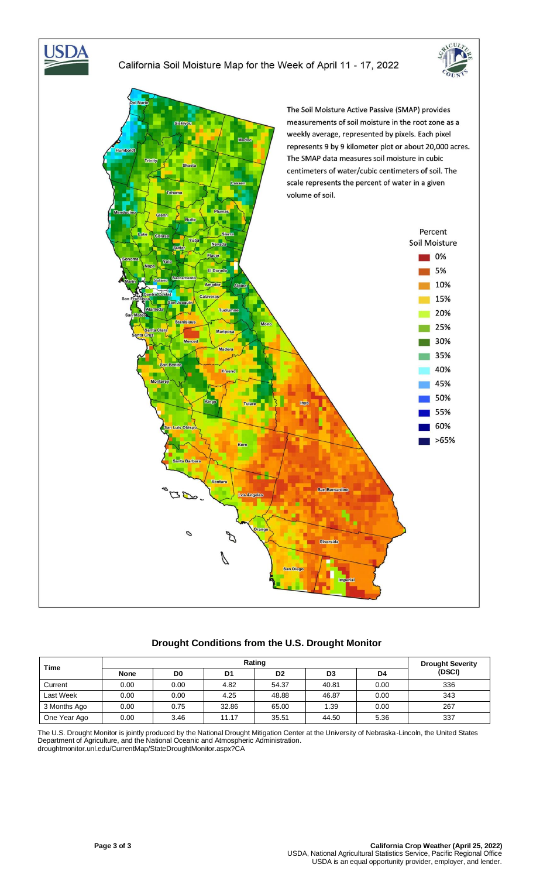# California Soil Moisture Map for the Week of April 11 - 17, 2022

The Soil Moisture Active Passive (SMAP) provides measurements of soil moisture in the root zone as a weekly average, represented by pixels. Each pixel represents 9 by 9 kilometer plot or about 20,000 acres. The SMAP data measures soil moisture in cubic centimeters of water/cubic centimeters of soil. The scale represents the percent of water in a given volume of soil.

Percent Soil Moisture

0%
5%
10%
15%
20%
25%
30%
35%
40%
45%
50%
55%
60%
>65%

Del Norte, Siskiyou, Modoc, Humboldt, Trinity, Shasta, Lassen, Tehama, Mendocino, Glenn, Butte, Plumas, Lake, Colusa, Yuba, Sierra, Sutter, Nevada, Placer, Sonoma, Yolo, Napa, El Dorado, Sacramento, Marin, Solano, Amador, Alpine, Contra Costa, San Francisco, San Joaquin, Calaveras, Alameda, San Mateo, Tuolumne, Mono, Stanislaus, Santa Clara, Santa Cruz, Mariposa, Merced, Madera, San Benito, Fresno, Monterey, Kings, Tulare, Inyo, San Luis Obispo, Kern, Santa Barbara, Ventura, Los Angeles, San Bernardino, Orange, Riverside, San Diego, Imperial

## Drought Conditions from the U.S. Drought Monitor

| Time | Rating | | | | | | Drought Severity (DSCI) |
|---|---|---|---|---|---|---|---|
| | None | D0 | D1 | D2 | D3 | D4 | |
| Current | 0.00 | 0.00 | 4.82 | 54.37 | 40.81 | 0.00 | 336 |
| Last Week | 0.00 | 0.00 | 4.25 | 48.88 | 46.87 | 0.00 | 343 |
| 3 Months Ago | 0.00 | 0.75 | 32.86 | 65.00 | 1.39 | 0.00 | 267 |
| One Year Ago | 0.00 | 3.46 | 11.17 | 35.51 | 44.50 | 5.36 | 337 |

The U.S. Drought Monitor is jointly produced by the National Drought Mitigation Center at the University of Nebraska-Lincoln, the United States Department of Agriculture, and the National Oceanic and Atmospheric Administration.
droughtmonitor.unl.edu/CurrentMap/StateDroughtMonitor.aspx?CA

**California Crop Weather (April 25, 2022)**
USDA, National Agricultural Statistics Service, Pacific Regional Office
USDA is an equal opportunity provider, employer, and lender.